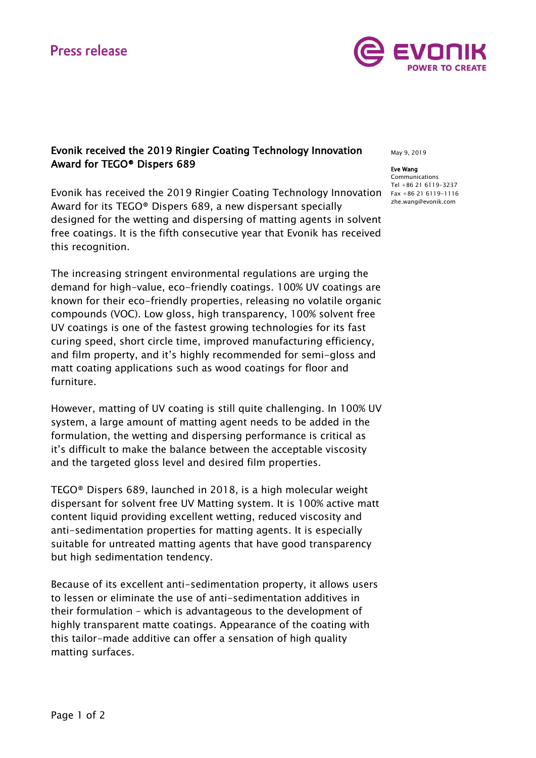Press release

May 9, 2019

**Eve Wang**
Communications
Tel +86 21 6119-3237
Fax +86 21 6119-1116
zhe.wang@evonik.com

# Evonik received the 2019 Ringier Coating Technology Innovation Award for TEGO® Dispers 689

Evonik has received the 2019 Ringier Coating Technology Innovation Award for its TEGO® Dispers 689, a new dispersant specially designed for the wetting and dispersing of matting agents in solvent free coatings. It is the fifth consecutive year that Evonik has received this recognition.

The increasing stringent environmental regulations are urging the demand for high-value, eco-friendly coatings. 100% UV coatings are known for their eco-friendly properties, releasing no volatile organic compounds (VOC). Low gloss, high transparency, 100% solvent free UV coatings is one of the fastest growing technologies for its fast curing speed, short circle time, improved manufacturing efficiency, and film property, and it's highly recommended for semi-gloss and matt coating applications such as wood coatings for floor and furniture.

However, matting of UV coating is still quite challenging. In 100% UV system, a large amount of matting agent needs to be added in the formulation, the wetting and dispersing performance is critical as it's difficult to make the balance between the acceptable viscosity and the targeted gloss level and desired film properties.

TEGO® Dispers 689, launched in 2018, is a high molecular weight dispersant for solvent free UV Matting system. It is 100% active matt content liquid providing excellent wetting, reduced viscosity and anti-sedimentation properties for matting agents. It is especially suitable for untreated matting agents that have good transparency but high sedimentation tendency.

Because of its excellent anti-sedimentation property, it allows users to lessen or eliminate the use of anti-sedimentation additives in their formulation – which is advantageous to the development of highly transparent matte coatings. Appearance of the coating with this tailor-made additive can offer a sensation of high quality matting surfaces.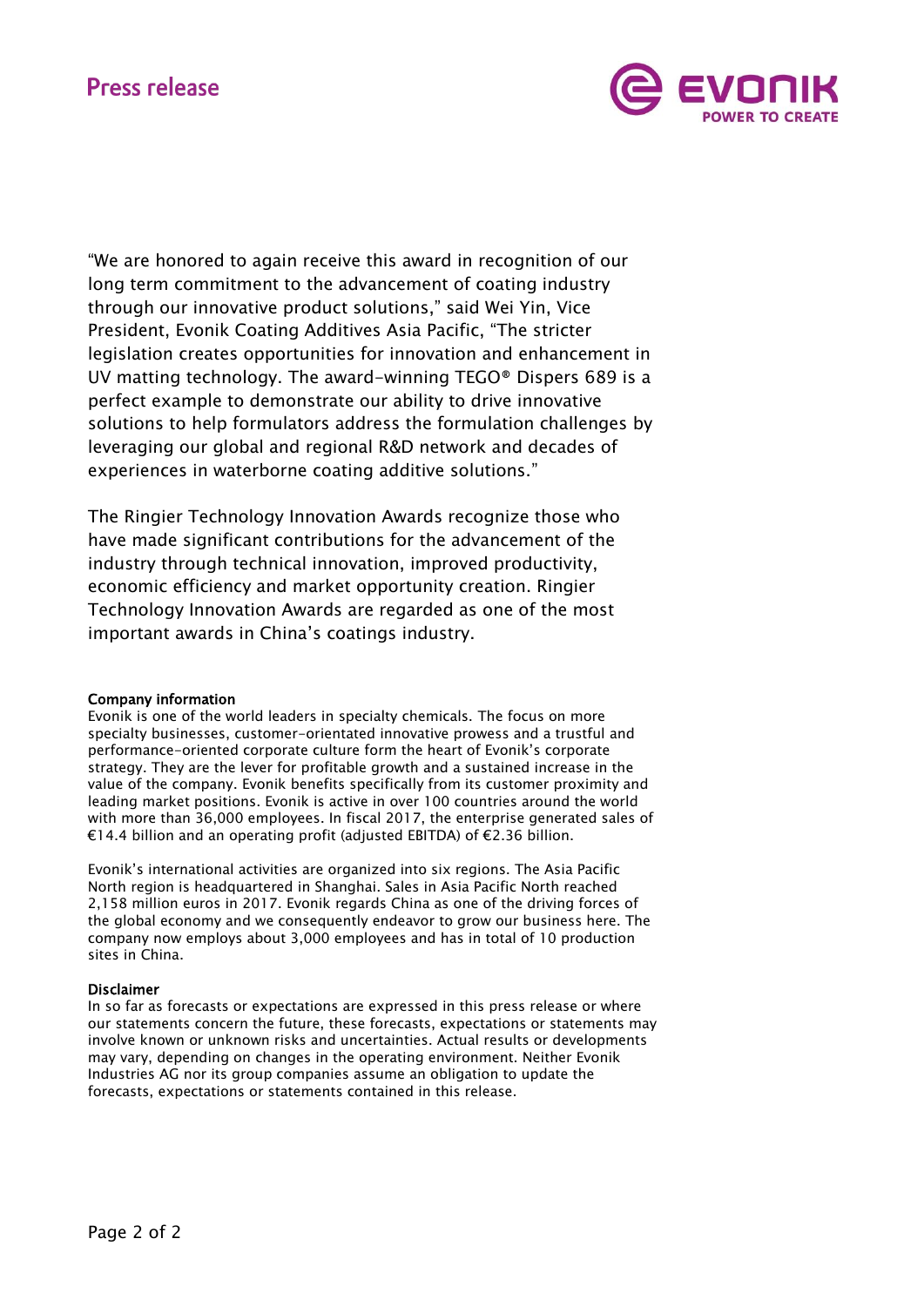"We are honored to again receive this award in recognition of our long term commitment to the advancement of coating industry through our innovative product solutions," said Wei Yin, Vice President, Evonik Coating Additives Asia Pacific, "The stricter legislation creates opportunities for innovation and enhancement in UV matting technology. The award-winning TEGO® Dispers 689 is a perfect example to demonstrate our ability to drive innovative solutions to help formulators address the formulation challenges by leveraging our global and regional R&D network and decades of experiences in waterborne coating additive solutions."

The Ringier Technology Innovation Awards recognize those who have made significant contributions for the advancement of the industry through technical innovation, improved productivity, economic efficiency and market opportunity creation. Ringier Technology Innovation Awards are regarded as one of the most important awards in China's coatings industry.

**Company information**

Evonik is one of the world leaders in specialty chemicals. The focus on more specialty businesses, customer-orientated innovative prowess and a trustful and performance-oriented corporate culture form the heart of Evonik's corporate strategy. They are the lever for profitable growth and a sustained increase in the value of the company. Evonik benefits specifically from its customer proximity and leading market positions. Evonik is active in over 100 countries around the world with more than 36,000 employees. In fiscal 2017, the enterprise generated sales of €14.4 billion and an operating profit (adjusted EBITDA) of €2.36 billion.

Evonik's international activities are organized into six regions. The Asia Pacific North region is headquartered in Shanghai. Sales in Asia Pacific North reached 2,158 million euros in 2017. Evonik regards China as one of the driving forces of the global economy and we consequently endeavor to grow our business here. The company now employs about 3,000 employees and has in total of 10 production sites in China.

**Disclaimer**

In so far as forecasts or expectations are expressed in this press release or where our statements concern the future, these forecasts, expectations or statements may involve known or unknown risks and uncertainties. Actual results or developments may vary, depending on changes in the operating environment. Neither Evonik Industries AG nor its group companies assume an obligation to update the forecasts, expectations or statements contained in this release.